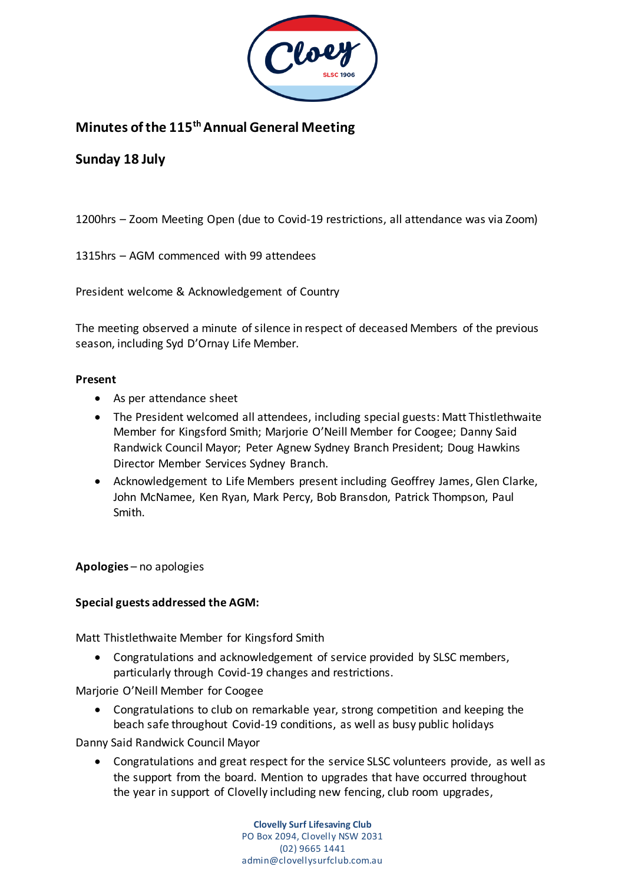# Minutes of the 115th Annual General Meeting

## Sunday 18 July

1200hrs – Zoom Meeting Open (due to Covid-19 restrictions, all attendance was via Zoom)

1315hrs – AGM commenced with 99 attendees

President welcome & Acknowledgement of Country

The meeting observed a minute of silence in respect of deceased Members of the previous season, including Syd D'Ornay Life Member.

**Present**

- As per attendance sheet
- The President welcomed all attendees, including special guests: Matt Thistlethwaite Member for Kingsford Smith; Marjorie O'Neill Member for Coogee; Danny Said Randwick Council Mayor; Peter Agnew Sydney Branch President; Doug Hawkins Director Member Services Sydney Branch.
- Acknowledgement to Life Members present including Geoffrey James, Glen Clarke, John McNamee, Ken Ryan, Mark Percy, Bob Bransdon, Patrick Thompson, Paul Smith.

**Apologies** – no apologies

**Special guests addressed the AGM:**

Matt Thistlethwaite Member for Kingsford Smith

- Congratulations and acknowledgement of service provided by SLSC members, particularly through Covid-19 changes and restrictions.

Marjorie O'Neill Member for Coogee

- Congratulations to club on remarkable year, strong competition and keeping the beach safe throughout Covid-19 conditions, as well as busy public holidays

Danny Said Randwick Council Mayor

- Congratulations and great respect for the service SLSC volunteers provide, as well as the support from the board. Mention to upgrades that have occurred throughout the year in support of Clovelly including new fencing, club room upgrades,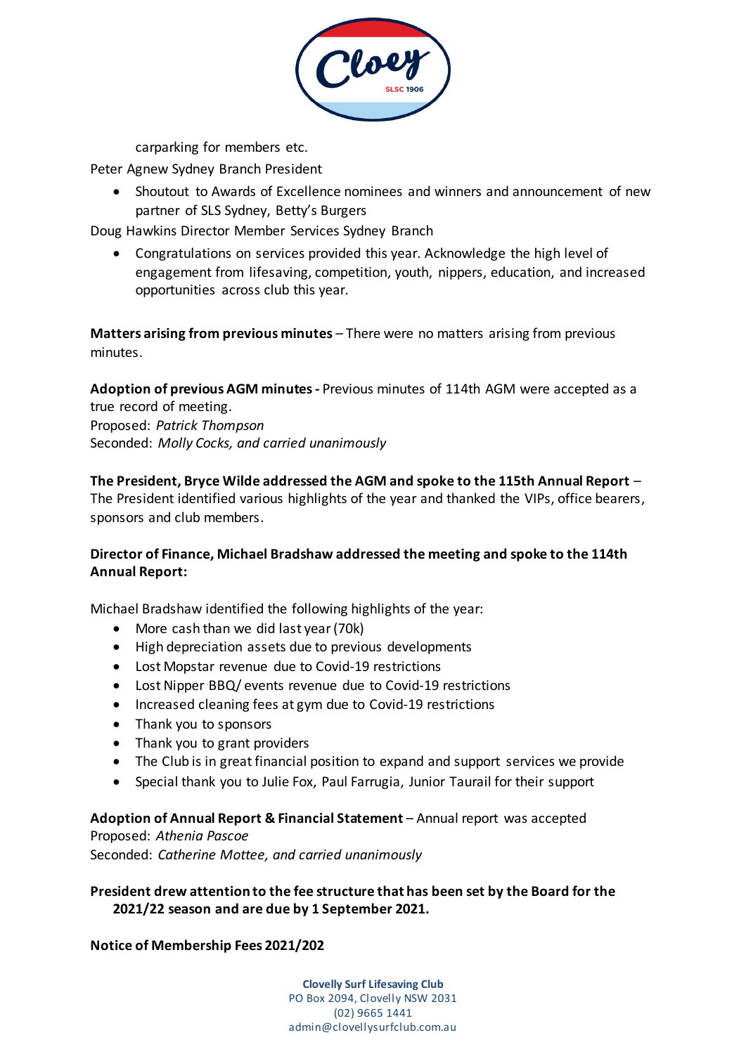carparking for members etc.

Peter Agnew Sydney Branch President

- Shoutout to Awards of Excellence nominees and winners and announcement of new partner of SLS Sydney, Betty's Burgers

Doug Hawkins Director Member Services Sydney Branch

- Congratulations on services provided this year. Acknowledge the high level of engagement from lifesaving, competition, youth, nippers, education, and increased opportunities across club this year.

**Matters arising from previous minutes** – There were no matters arising from previous minutes.

**Adoption of previous AGM minutes -** Previous minutes of 114th AGM were accepted as a true record of meeting.
Proposed: *Patrick Thompson*
Seconded: *Molly Cocks, and carried unanimously*

**The President, Bryce Wilde addressed the AGM and spoke to the 115th Annual Report** – The President identified various highlights of the year and thanked the VIPs, office bearers, sponsors and club members.

**Director of Finance, Michael Bradshaw addressed the meeting and spoke to the 114th Annual Report:**

Michael Bradshaw identified the following highlights of the year:

- More cash than we did last year (70k)
- High depreciation assets due to previous developments
- Lost Mopstar revenue due to Covid-19 restrictions
- Lost Nipper BBQ/ events revenue due to Covid-19 restrictions
- Increased cleaning fees at gym due to Covid-19 restrictions
- Thank you to sponsors
- Thank you to grant providers
- The Club is in great financial position to expand and support services we provide
- Special thank you to Julie Fox, Paul Farrugia, Junior Taurail for their support

**Adoption of Annual Report & Financial Statement** – Annual report was accepted
Proposed: *Athenia Pascoe*
Seconded: *Catherine Mottee, and carried unanimously*

**President drew attention to the fee structure that has been set by the Board for the 2021/22 season and are due by 1 September 2021.**

**Notice of Membership Fees 2021/202**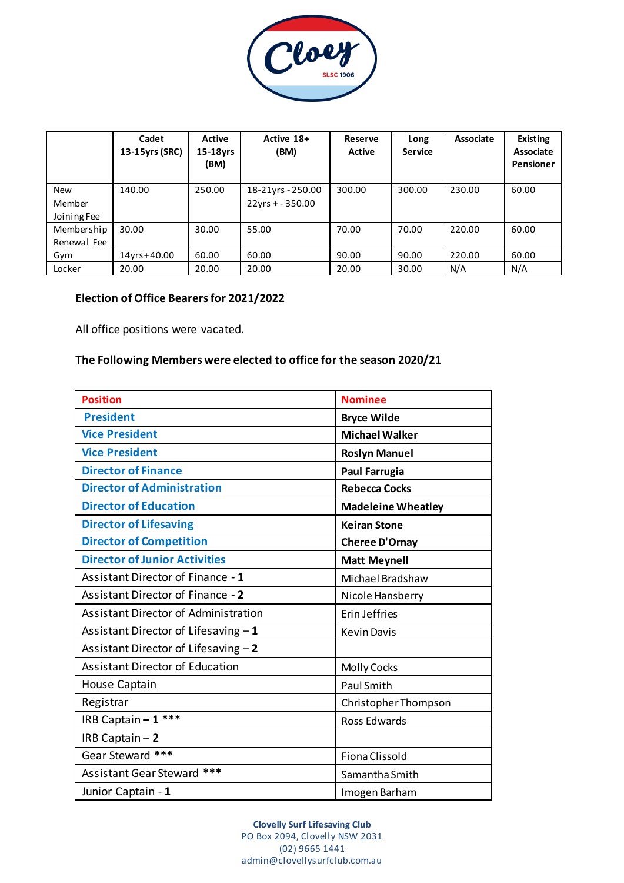|  | Cadet 13-15yrs (SRC) | Active 15-18yrs (BM) | Active 18+ (BM) | Reserve Active | Long Service | Associate | Existing Associate Pensioner |
|---|---|---|---|---|---|---|---|
| New Member Joining Fee | 140.00 | 250.00 | 18-21yrs - 250.00<br>22yrs + - 350.00 | 300.00 | 300.00 | 230.00 | 60.00 |
| Membership Renewal Fee | 30.00 | 30.00 | 55.00 | 70.00 | 70.00 | 220.00 | 60.00 |
| Gym | 14yrs+40.00 | 60.00 | 60.00 | 90.00 | 90.00 | 220.00 | 60.00 |
| Locker | 20.00 | 20.00 | 20.00 | 20.00 | 30.00 | N/A | N/A |

**Election of Office Bearers for 2021/2022**

All office positions were vacated.

**The Following Members were elected to office for the season 2020/21**

| Position | Nominee |
|---|---|
| **President** | **Bryce Wilde** |
| **Vice President** | **Michael Walker** |
| **Vice President** | **Roslyn Manuel** |
| **Director of Finance** | **Paul Farrugia** |
| **Director of Administration** | **Rebecca Cocks** |
| **Director of Education** | **Madeleine Wheatley** |
| **Director of Lifesaving** | **Keiran Stone** |
| **Director of Competition** | **Cheree D'Ornay** |
| **Director of Junior Activities** | **Matt Meynell** |
| Assistant Director of Finance - **1** | Michael Bradshaw |
| Assistant Director of Finance - **2** | Nicole Hansberry |
| Assistant Director of Administration | Erin Jeffries |
| Assistant Director of Lifesaving – **1** | Kevin Davis |
| Assistant Director of Lifesaving – **2** | |
| Assistant Director of Education | Molly Cocks |
| House Captain | Paul Smith |
| Registrar | Christopher Thompson |
| IRB Captain – **1** *** | Ross Edwards |
| IRB Captain – **2** | |
| Gear Steward *** | Fiona Clissold |
| Assistant Gear Steward *** | Samantha Smith |
| Junior Captain - **1** | Imogen Barham |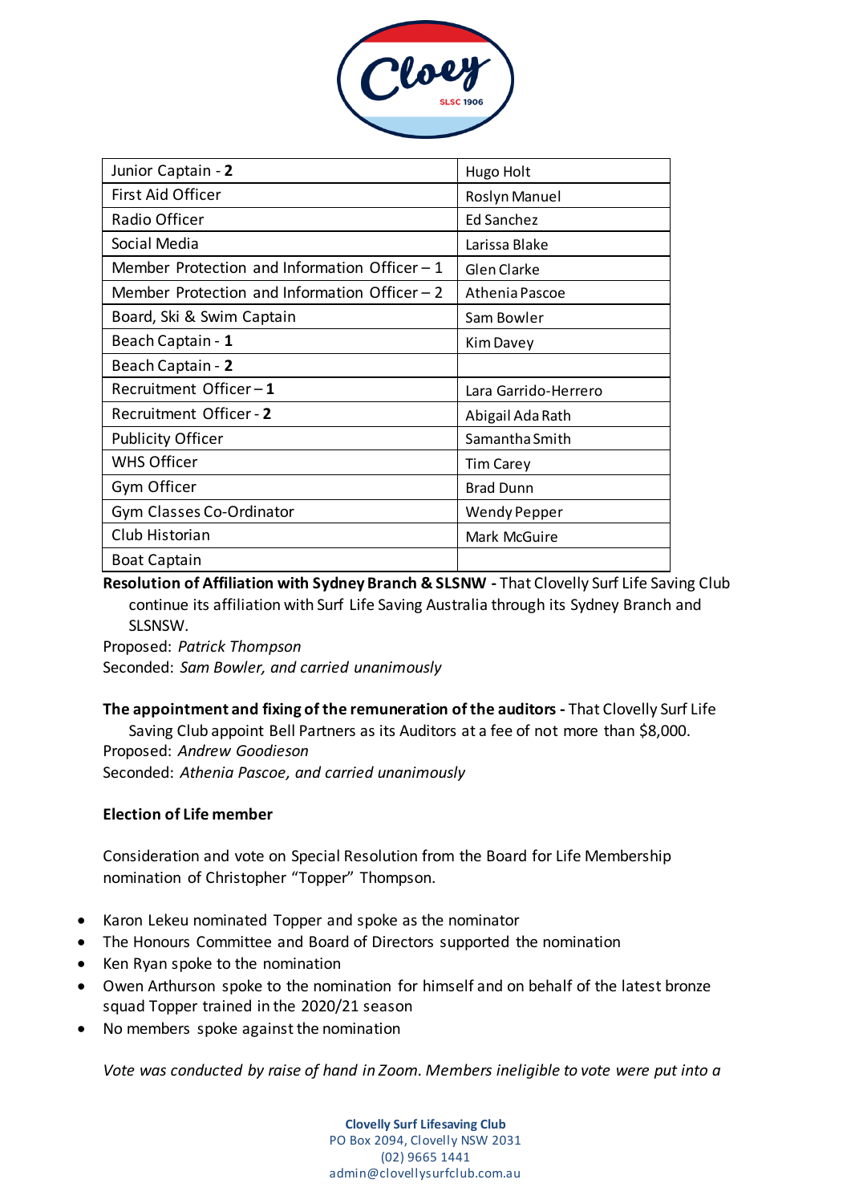| Junior Captain - **2** | Hugo Holt |
|---|---|
| First Aid Officer | Roslyn Manuel |
| Radio Officer | Ed Sanchez |
| Social Media | Larissa Blake |
| Member Protection and Information Officer – 1 | Glen Clarke |
| Member Protection and Information Officer – 2 | Athenia Pascoe |
| Board, Ski & Swim Captain | Sam Bowler |
| Beach Captain - **1** | Kim Davey |
| Beach Captain - **2** | |
| Recruitment Officer – **1** | Lara Garrido-Herrero |
| Recruitment Officer - **2** | Abigail Ada Rath |
| Publicity Officer | Samantha Smith |
| WHS Officer | Tim Carey |
| Gym Officer | Brad Dunn |
| Gym Classes Co-Ordinator | Wendy Pepper |
| Club Historian | Mark McGuire |
| Boat Captain | |

**Resolution of Affiliation with Sydney Branch & SLSNW -** That Clovelly Surf Life Saving Club continue its affiliation with Surf Life Saving Australia through its Sydney Branch and SLSNSW.
Proposed: *Patrick Thompson*
Seconded: *Sam Bowler, and carried unanimously*

**The appointment and fixing of the remuneration of the auditors -** That Clovelly Surf Life Saving Club appoint Bell Partners as its Auditors at a fee of not more than $8,000.
Proposed: *Andrew Goodieson*
Seconded: *Athenia Pascoe, and carried unanimously*

**Election of Life member**

Consideration and vote on Special Resolution from the Board for Life Membership nomination of Christopher "Topper" Thompson.

- Karon Lekeu nominated Topper and spoke as the nominator
- The Honours Committee and Board of Directors supported the nomination
- Ken Ryan spoke to the nomination
- Owen Arthurson spoke to the nomination for himself and on behalf of the latest bronze squad Topper trained in the 2020/21 season
- No members spoke against the nomination

*Vote was conducted by raise of hand in Zoom. Members ineligible to vote were put into a*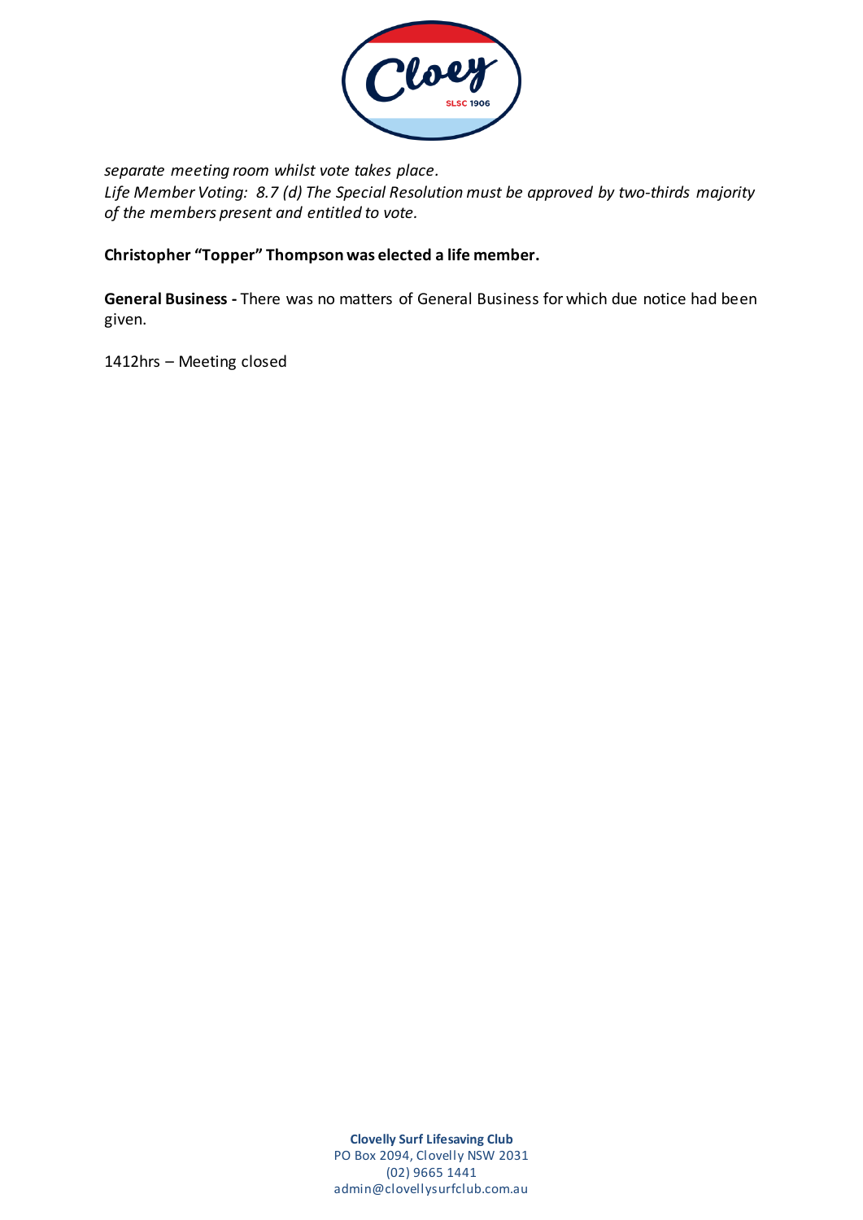*separate meeting room whilst vote takes place.*
*Life Member Voting: 8.7 (d) The Special Resolution must be approved by two-thirds majority of the members present and entitled to vote.*

**Christopher "Topper" Thompson was elected a life member.**

**General Business -** There was no matters of General Business for which due notice had been given.

1412hrs – Meeting closed